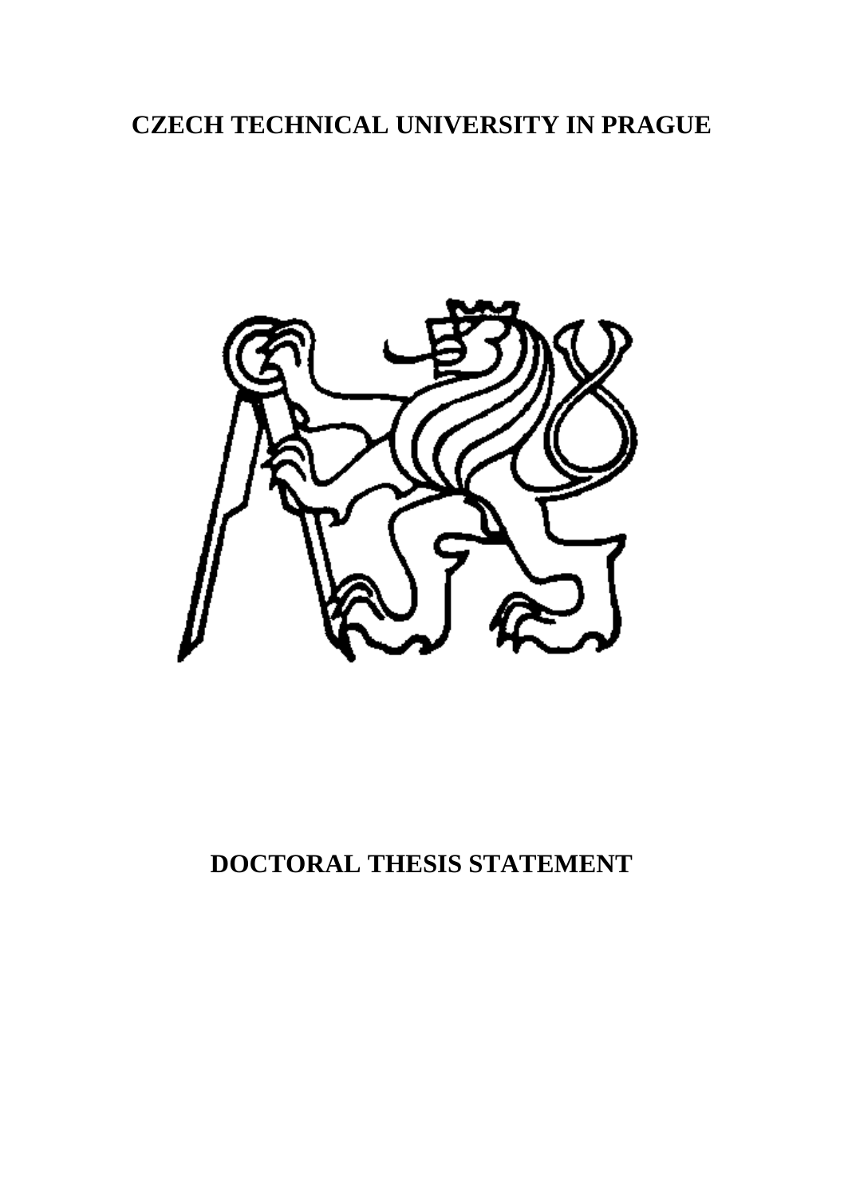# CZECH TECHNICAL UNIVERSITY IN PRAGUE

# DOCTORAL THESIS STATEMENT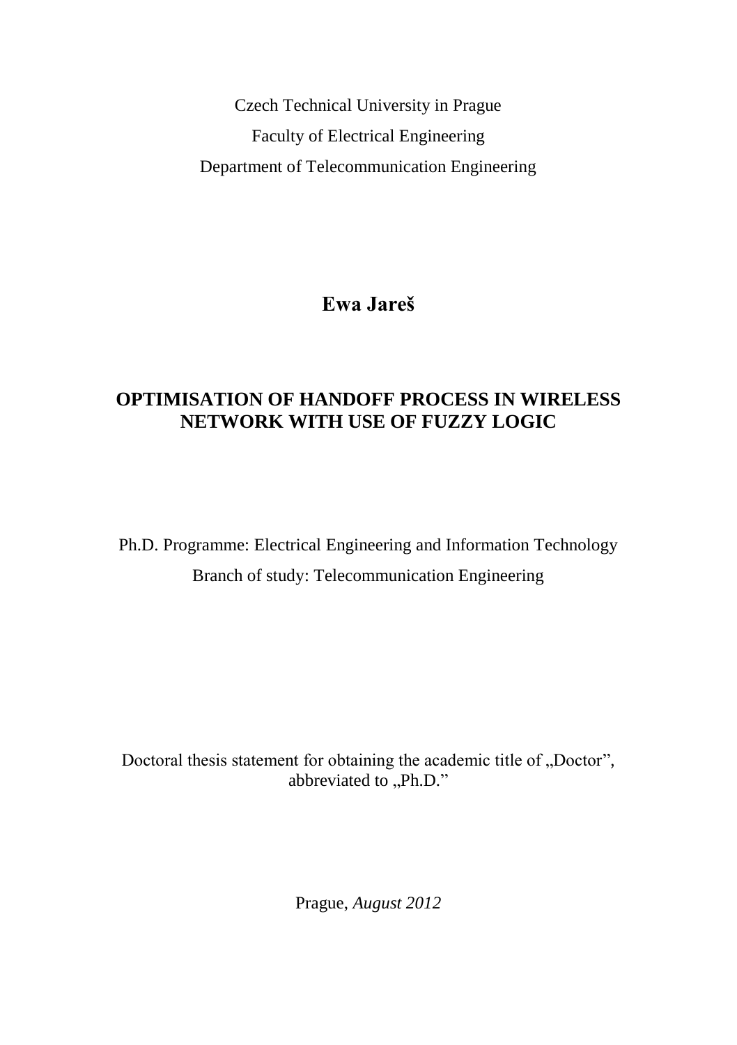Czech Technical University in Prague

Faculty of Electrical Engineering

Department of Telecommunication Engineering

**Ewa Jareš**

# OPTIMISATION OF HANDOFF PROCESS IN WIRELESS NETWORK WITH USE OF FUZZY LOGIC

Ph.D. Programme: Electrical Engineering and Information Technology

Branch of study: Telecommunication Engineering

Doctoral thesis statement for obtaining the academic title of „Doctor", abbreviated to „Ph.D."

Prague, *August 2012*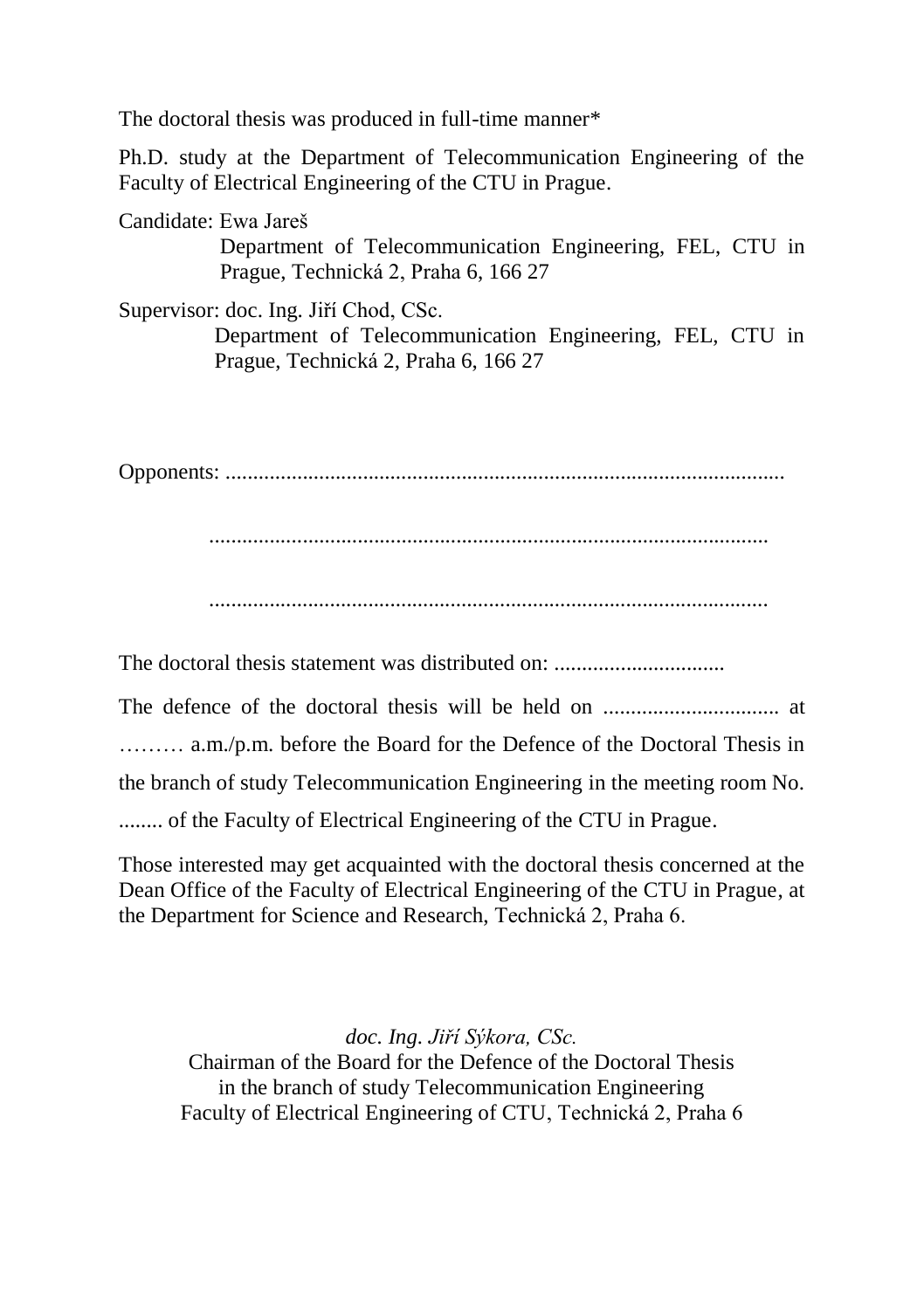The doctoral thesis was produced in full-time manner*

Ph.D. study at the Department of Telecommunication Engineering of the Faculty of Electrical Engineering of the CTU in Prague.

Candidate: Ewa Jareš
Department of Telecommunication Engineering, FEL, CTU in Prague, Technická 2, Praha 6, 166 27

Supervisor: doc. Ing. Jiří Chod, CSc.
Department of Telecommunication Engineering, FEL, CTU in Prague, Technická 2, Praha 6, 166 27

Opponents: ....................................................................................................

....................................................................................................

....................................................................................................

The doctoral thesis statement was distributed on: ...............................

The defence of the doctoral thesis will be held on ................................ at ……… a.m./p.m. before the Board for the Defence of the Doctoral Thesis in the branch of study Telecommunication Engineering in the meeting room No. ........ of the Faculty of Electrical Engineering of the CTU in Prague.

Those interested may get acquainted with the doctoral thesis concerned at the Dean Office of the Faculty of Electrical Engineering of the CTU in Prague, at the Department for Science and Research, Technická 2, Praha 6.

*doc. Ing. Jiří Sýkora, CSc.*
Chairman of the Board for the Defence of the Doctoral Thesis
in the branch of study Telecommunication Engineering
Faculty of Electrical Engineering of CTU, Technická 2, Praha 6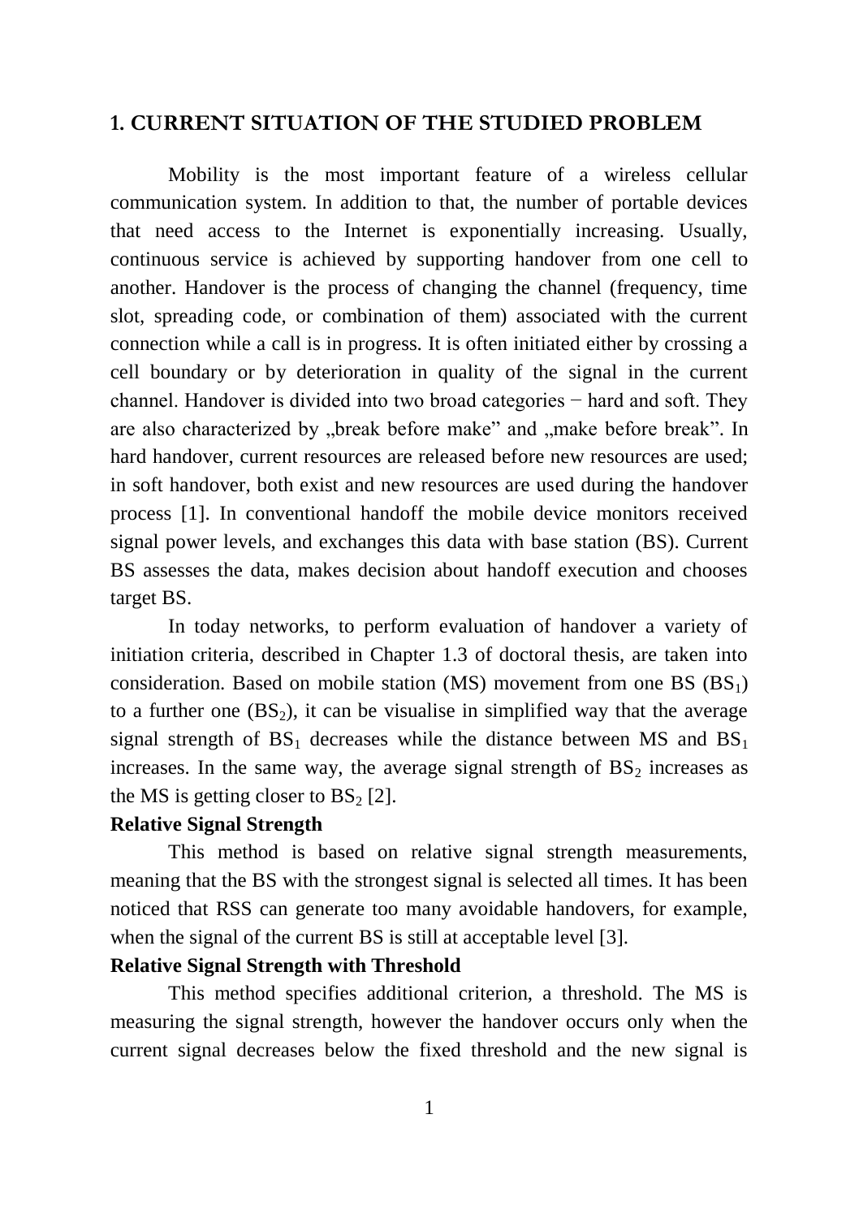# 1. CURRENT SITUATION OF THE STUDIED PROBLEM

Mobility is the most important feature of a wireless cellular communication system. In addition to that, the number of portable devices that need access to the Internet is exponentially increasing. Usually, continuous service is achieved by supporting handover from one cell to another. Handover is the process of changing the channel (frequency, time slot, spreading code, or combination of them) associated with the current connection while a call is in progress. It is often initiated either by crossing a cell boundary or by deterioration in quality of the signal in the current channel. Handover is divided into two broad categories − hard and soft. They are also characterized by „break before make" and „make before break". In hard handover, current resources are released before new resources are used; in soft handover, both exist and new resources are used during the handover process [1]. In conventional handoff the mobile device monitors received signal power levels, and exchanges this data with base station (BS). Current BS assesses the data, makes decision about handoff execution and chooses target BS.

In today networks, to perform evaluation of handover a variety of initiation criteria, described in Chapter 1.3 of doctoral thesis, are taken into consideration. Based on mobile station (MS) movement from one BS ($BS_1$) to a further one ($BS_2$), it can be visualise in simplified way that the average signal strength of $BS_1$ decreases while the distance between MS and $BS_1$ increases. In the same way, the average signal strength of $BS_2$ increases as the MS is getting closer to $BS_2$ [2].

**Relative Signal Strength**

This method is based on relative signal strength measurements, meaning that the BS with the strongest signal is selected all times. It has been noticed that RSS can generate too many avoidable handovers, for example, when the signal of the current BS is still at acceptable level [3].

**Relative Signal Strength with Threshold**

This method specifies additional criterion, a threshold. The MS is measuring the signal strength, however the handover occurs only when the current signal decreases below the fixed threshold and the new signal is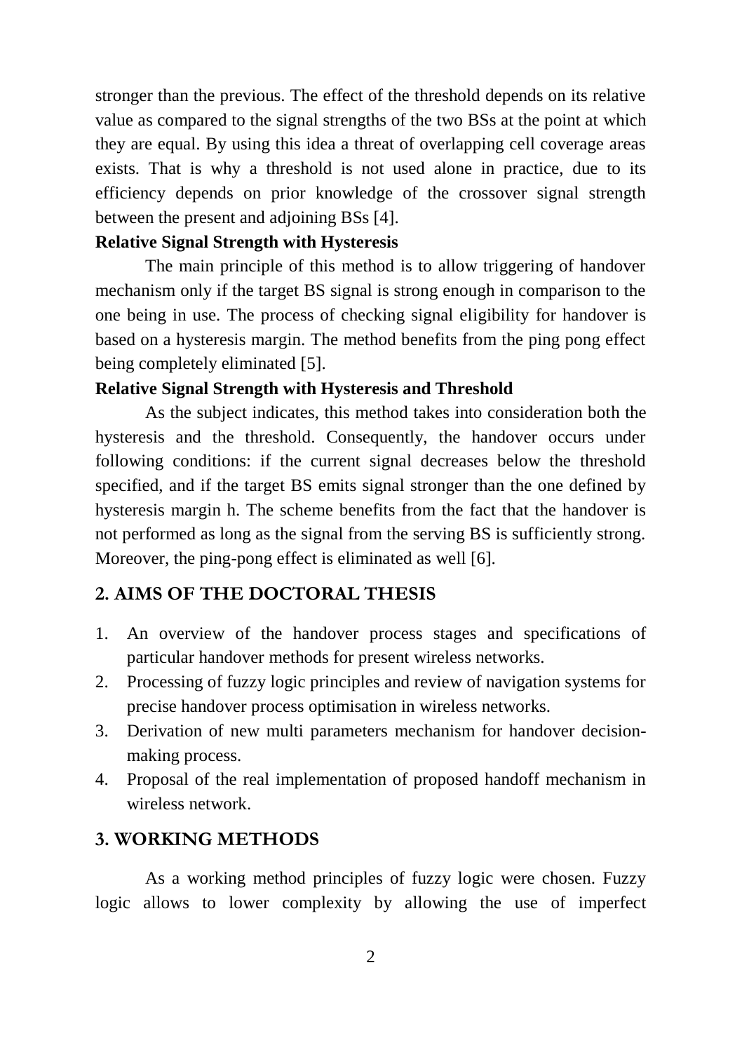stronger than the previous. The effect of the threshold depends on its relative value as compared to the signal strengths of the two BSs at the point at which they are equal. By using this idea a threat of overlapping cell coverage areas exists. That is why a threshold is not used alone in practice, due to its efficiency depends on prior knowledge of the crossover signal strength between the present and adjoining BSs [4].

**Relative Signal Strength with Hysteresis**

The main principle of this method is to allow triggering of handover mechanism only if the target BS signal is strong enough in comparison to the one being in use. The process of checking signal eligibility for handover is based on a hysteresis margin. The method benefits from the ping pong effect being completely eliminated [5].

**Relative Signal Strength with Hysteresis and Threshold**

As the subject indicates, this method takes into consideration both the hysteresis and the threshold. Consequently, the handover occurs under following conditions: if the current signal decreases below the threshold specified, and if the target BS emits signal stronger than the one defined by hysteresis margin h. The scheme benefits from the fact that the handover is not performed as long as the signal from the serving BS is sufficiently strong. Moreover, the ping-pong effect is eliminated as well [6].

## 2. AIMS OF THE DOCTORAL THESIS

1. An overview of the handover process stages and specifications of particular handover methods for present wireless networks.
2. Processing of fuzzy logic principles and review of navigation systems for precise handover process optimisation in wireless networks.
3. Derivation of new multi parameters mechanism for handover decision-making process.
4. Proposal of the real implementation of proposed handoff mechanism in wireless network.

## 3. WORKING METHODS

As a working method principles of fuzzy logic were chosen. Fuzzy logic allows to lower complexity by allowing the use of imperfect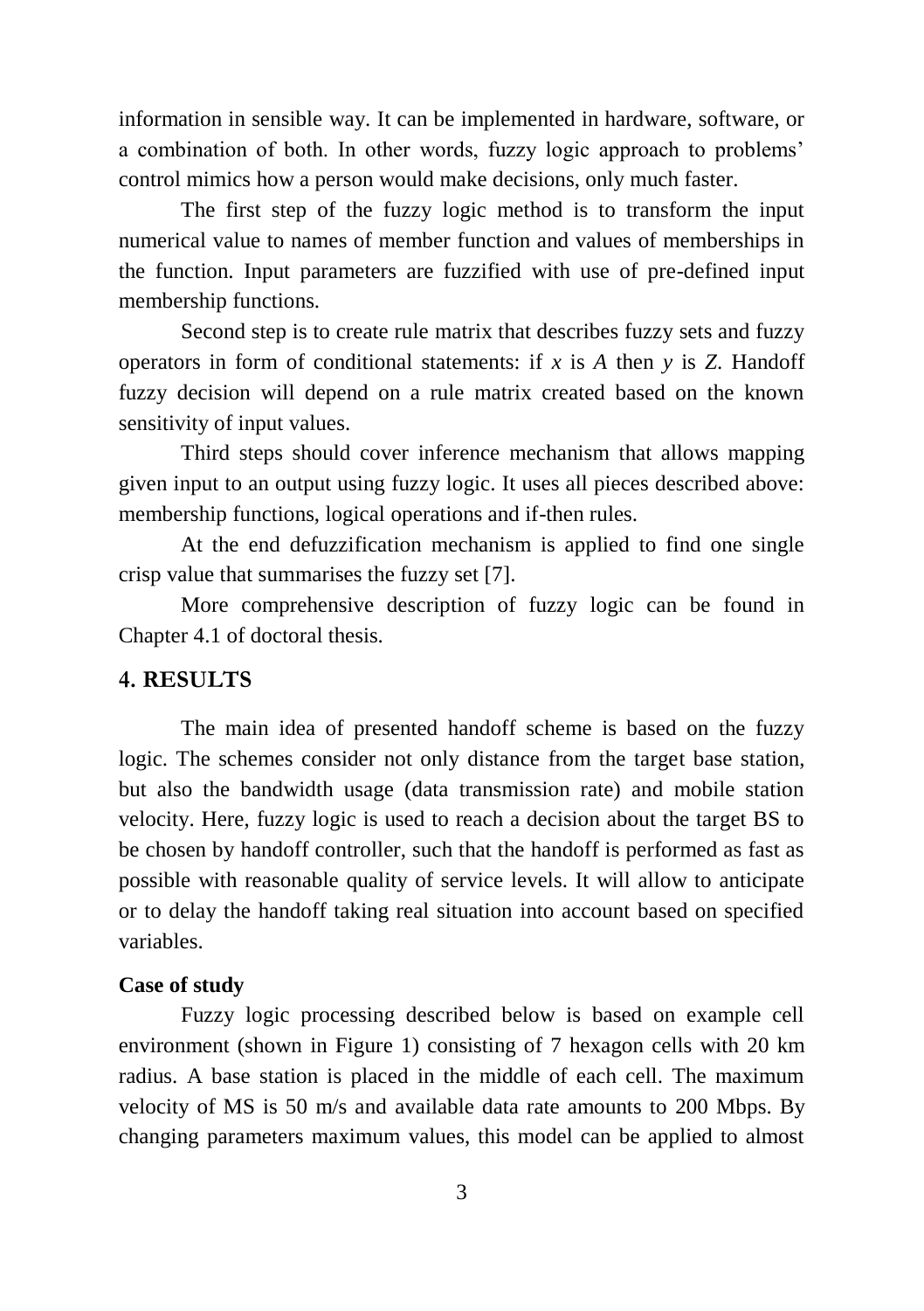information in sensible way. It can be implemented in hardware, software, or a combination of both. In other words, fuzzy logic approach to problems' control mimics how a person would make decisions, only much faster.

The first step of the fuzzy logic method is to transform the input numerical value to names of member function and values of memberships in the function. Input parameters are fuzzified with use of pre-defined input membership functions.

Second step is to create rule matrix that describes fuzzy sets and fuzzy operators in form of conditional statements: if $x$ is $A$ then $y$ is $Z$. Handoff fuzzy decision will depend on a rule matrix created based on the known sensitivity of input values.

Third steps should cover inference mechanism that allows mapping given input to an output using fuzzy logic. It uses all pieces described above: membership functions, logical operations and if-then rules.

At the end defuzzification mechanism is applied to find one single crisp value that summarises the fuzzy set [7].

More comprehensive description of fuzzy logic can be found in Chapter 4.1 of doctoral thesis.

## 4. RESULTS

The main idea of presented handoff scheme is based on the fuzzy logic. The schemes consider not only distance from the target base station, but also the bandwidth usage (data transmission rate) and mobile station velocity. Here, fuzzy logic is used to reach a decision about the target BS to be chosen by handoff controller, such that the handoff is performed as fast as possible with reasonable quality of service levels. It will allow to anticipate or to delay the handoff taking real situation into account based on specified variables.

**Case of study**

Fuzzy logic processing described below is based on example cell environment (shown in Figure 1) consisting of 7 hexagon cells with 20 km radius. A base station is placed in the middle of each cell. The maximum velocity of MS is 50 m/s and available data rate amounts to 200 Mbps. By changing parameters maximum values, this model can be applied to almost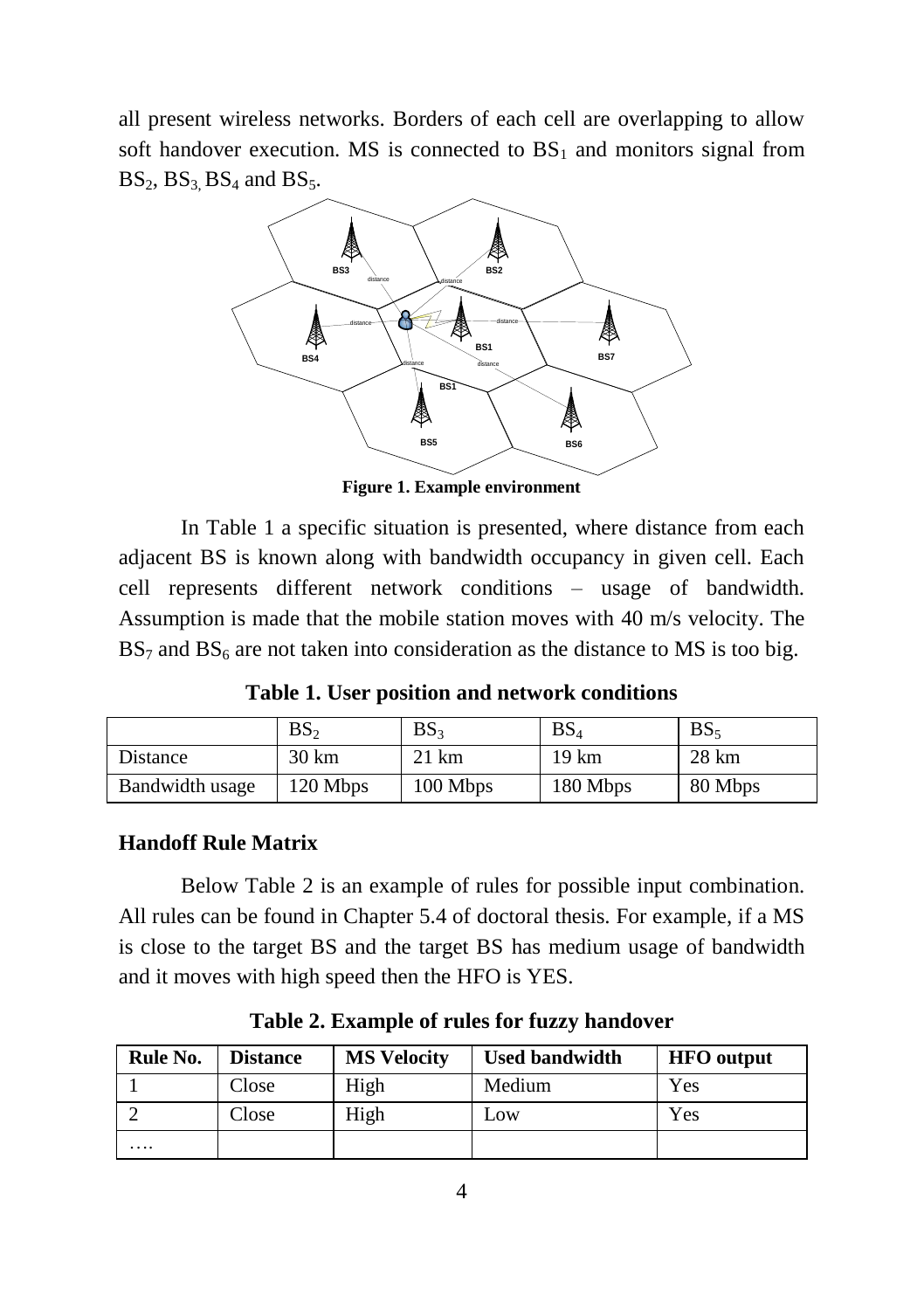all present wireless networks. Borders of each cell are overlapping to allow soft handover execution. MS is connected to $BS_1$ and monitors signal from $BS_2$, $BS_3$, $BS_4$ and $BS_5$.

**Figure 1. Example environment**

In Table 1 a specific situation is presented, where distance from each adjacent BS is known along with bandwidth occupancy in given cell. Each cell represents different network conditions – usage of bandwidth. Assumption is made that the mobile station moves with 40 m/s velocity. The $BS_7$ and $BS_6$ are not taken into consideration as the distance to MS is too big.

**Table 1. User position and network conditions**

| | $BS_2$ | $BS_3$ | $BS_4$ | $BS_5$ |
|---|---|---|---|---|
| Distance | 30 km | 21 km | 19 km | 28 km |
| Bandwidth usage | 120 Mbps | 100 Mbps | 180 Mbps | 80 Mbps |

### Handoff Rule Matrix

Below Table 2 is an example of rules for possible input combination. All rules can be found in Chapter 5.4 of doctoral thesis. For example, if a MS is close to the target BS and the target BS has medium usage of bandwidth and it moves with high speed then the HFO is YES.

**Table 2. Example of rules for fuzzy handover**

| Rule No. | Distance | MS Velocity | Used bandwidth | HFO output |
|---|---|---|---|---|
| 1 | Close | High | Medium | Yes |
| 2 | Close | High | Low | Yes |
| …. | | | | |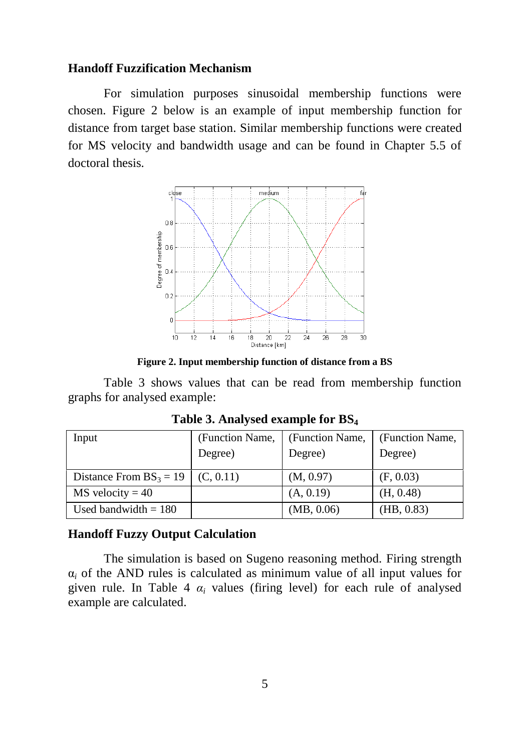### Handoff Fuzzification Mechanism

For simulation purposes sinusoidal membership functions were chosen. Figure 2 below is an example of input membership function for distance from target base station. Similar membership functions were created for MS velocity and bandwidth usage and can be found in Chapter 5.5 of doctoral thesis.

**Figure 2. Input membership function of distance from a BS**

Table 3 shows values that can be read from membership function graphs for analysed example:

**Table 3. Analysed example for $BS_4$**

| Input | (Function Name, Degree) | (Function Name, Degree) | (Function Name, Degree) |
|---|---|---|---|
| Distance From $BS_3$ = 19 | (C, 0.11) | (M, 0.97) | (F, 0.03) |
| MS velocity = 40 | | (A, 0.19) | (H, 0.48) |
| Used bandwidth = 180 | | (MB, 0.06) | (HB, 0.83) |

### Handoff Fuzzy Output Calculation

The simulation is based on Sugeno reasoning method. Firing strength $\alpha_i$ of the AND rules is calculated as minimum value of all input values for given rule. In Table 4 $\alpha_i$ values (firing level) for each rule of analysed example are calculated.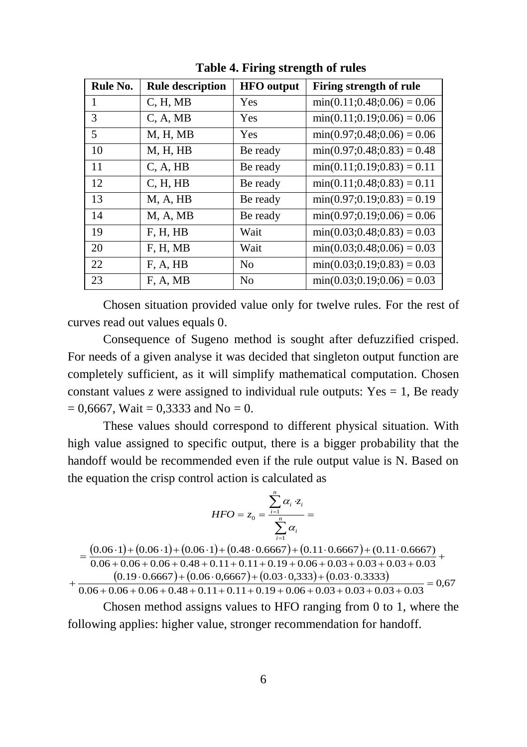**Table 4. Firing strength of rules**

| Rule No. | Rule description | HFO output | Firing strength of rule |
|---|---|---|---|
| 1 | C, H, MB | Yes | min(0.11;0.48;0.06) = 0.06 |
| 3 | C, A, MB | Yes | min(0.11;0.19;0.06) = 0.06 |
| 5 | M, H, MB | Yes | min(0.97;0.48;0.06) = 0.06 |
| 10 | M, H, HB | Be ready | min(0.97;0.48;0.83) = 0.48 |
| 11 | C, A, HB | Be ready | min(0.11;0.19;0.83) = 0.11 |
| 12 | C, H, HB | Be ready | min(0.11;0.48;0.83) = 0.11 |
| 13 | M, A, HB | Be ready | min(0.97;0.19;0.83) = 0.19 |
| 14 | M, A, MB | Be ready | min(0.97;0.19;0.06) = 0.06 |
| 19 | F, H, HB | Wait | min(0.03;0.48;0.83) = 0.03 |
| 20 | F, H, MB | Wait | min(0.03;0.48;0.06) = 0.03 |
| 22 | F, A, HB | No | min(0.03;0.19;0.83) = 0.03 |
| 23 | F, A, MB | No | min(0.03;0.19;0.06) = 0.03 |

Chosen situation provided value only for twelve rules. For the rest of curves read out values equals 0.

Consequence of Sugeno method is sought after defuzzified crisped. For needs of a given analyse it was decided that singleton output function are completely sufficient, as it will simplify mathematical computation. Chosen constant values *z* were assigned to individual rule outputs: Yes = 1, Be ready = 0,6667, Wait = 0,3333 and No = 0.

These values should correspond to different physical situation. With high value assigned to specific output, there is a bigger probability that the handoff would be recommended even if the rule output value is N. Based on the equation the crisp control action is calculated as

$$HFO = z_0 = \frac{\sum_{i=1}^{n} \alpha_i \cdot z_i}{\sum_{i=1}^{n} \alpha_i} =$$

$$= \frac{(0.06 \cdot 1) + (0.06 \cdot 1) + (0.06 \cdot 1) + (0.48 \cdot 0.6667) + (0.11 \cdot 0.6667) + (0.11 \cdot 0.6667)}{0.06 + 0.06 + 0.06 + 0.48 + 0.11 + 0.11 + 0.19 + 0.06 + 0.03 + 0.03 + 0.03 + 0.03} +$$

$$+ \frac{(0.19 \cdot 0.6667) + (0.06 \cdot 0{,}6667) + (0.03 \cdot 0{,}333) + (0.03 \cdot 0.3333)}{0.06 + 0.06 + 0.06 + 0.48 + 0.11 + 0.11 + 0.19 + 0.06 + 0.03 + 0.03 + 0.03 + 0.03} = 0{,}67$$

Chosen method assigns values to HFO ranging from 0 to 1, where the following applies: higher value, stronger recommendation for handoff.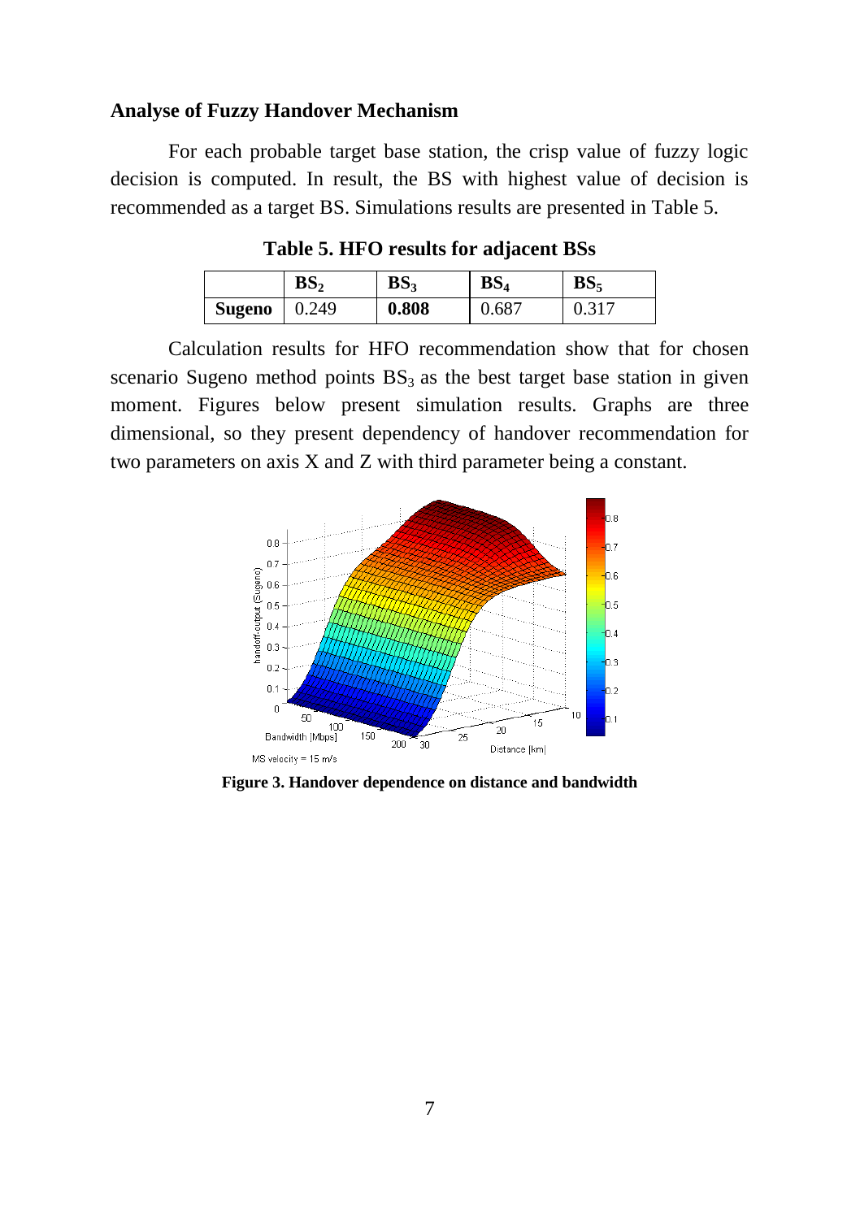### Analyse of Fuzzy Handover Mechanism

For each probable target base station, the crisp value of fuzzy logic decision is computed. In result, the BS with highest value of decision is recommended as a target BS. Simulations results are presented in Table 5.

**Table 5. HFO results for adjacent BSs**

| | $BS_2$ | $BS_3$ | $BS_4$ | $BS_5$ |
|---|---|---|---|---|
| **Sugeno** | 0.249 | **0.808** | 0.687 | 0.317 |

Calculation results for HFO recommendation show that for chosen scenario Sugeno method points $BS_3$ as the best target base station in given moment. Figures below present simulation results. Graphs are three dimensional, so they present dependency of handover recommendation for two parameters on axis X and Z with third parameter being a constant.

**Figure 3. Handover dependence on distance and bandwidth**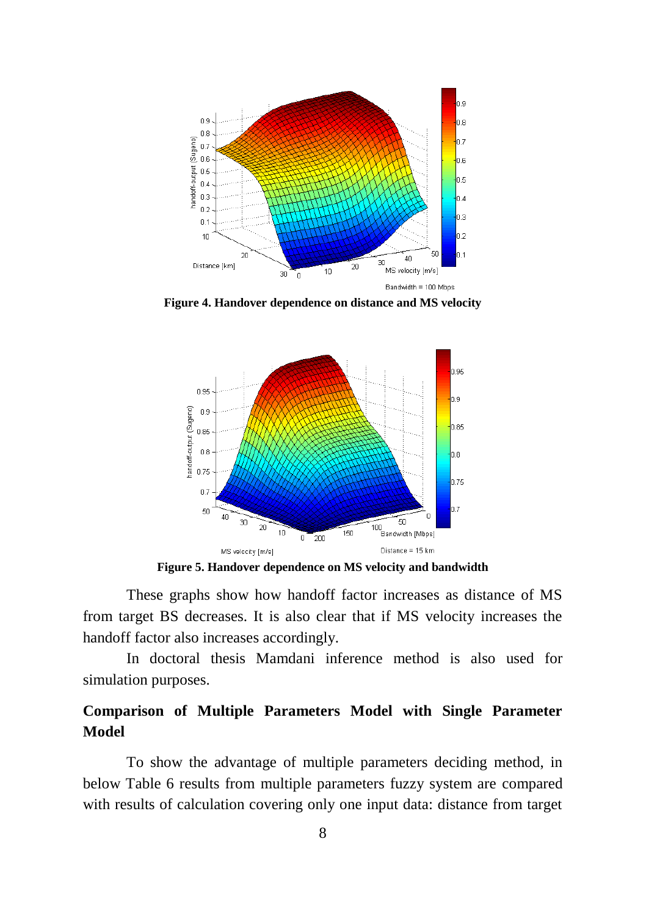**Figure 4. Handover dependence on distance and MS velocity**

**Figure 5. Handover dependence on MS velocity and bandwidth**

These graphs show how handoff factor increases as distance of MS from target BS decreases. It is also clear that if MS velocity increases the handoff factor also increases accordingly.

In doctoral thesis Mamdani inference method is also used for simulation purposes.

## Comparison of Multiple Parameters Model with Single Parameter Model

To show the advantage of multiple parameters deciding method, in below Table 6 results from multiple parameters fuzzy system are compared with results of calculation covering only one input data: distance from target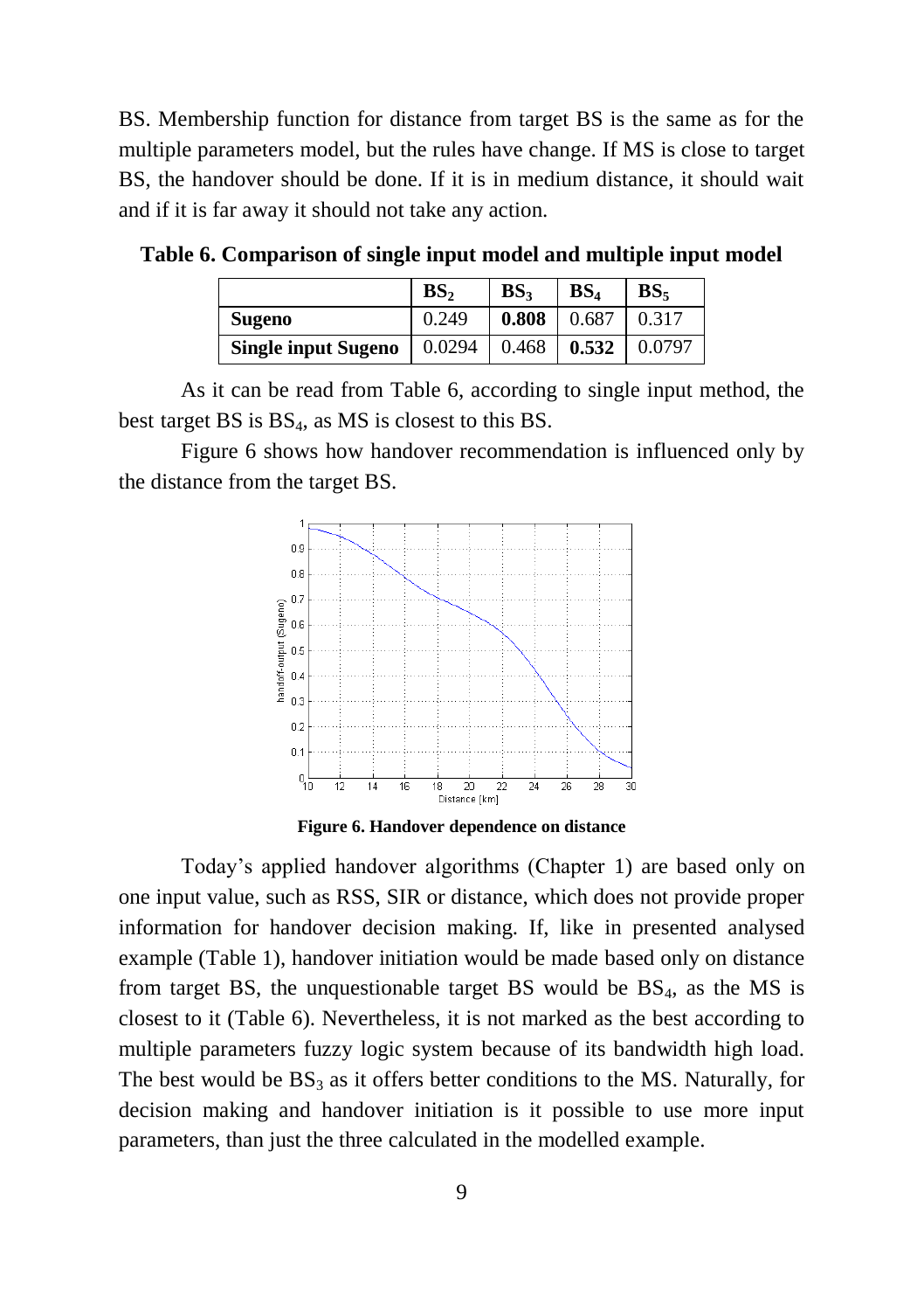BS. Membership function for distance from target BS is the same as for the multiple parameters model, but the rules have change. If MS is close to target BS, the handover should be done. If it is in medium distance, it should wait and if it is far away it should not take any action.

**Table 6. Comparison of single input model and multiple input model**

| | $BS_2$ | $BS_3$ | $BS_4$ | $BS_5$ |
|---|---|---|---|---|
| **Sugeno** | 0.249 | **0.808** | 0.687 | 0.317 |
| **Single input Sugeno** | 0.0294 | 0.468 | **0.532** | 0.0797 |

As it can be read from Table 6, according to single input method, the best target BS is $BS_4$, as MS is closest to this BS.

Figure 6 shows how handover recommendation is influenced only by the distance from the target BS.

**Figure 6. Handover dependence on distance**

Today's applied handover algorithms (Chapter 1) are based only on one input value, such as RSS, SIR or distance, which does not provide proper information for handover decision making. If, like in presented analysed example (Table 1), handover initiation would be made based only on distance from target BS, the unquestionable target BS would be $BS_4$, as the MS is closest to it (Table 6). Nevertheless, it is not marked as the best according to multiple parameters fuzzy logic system because of its bandwidth high load. The best would be $BS_3$ as it offers better conditions to the MS. Naturally, for decision making and handover initiation is it possible to use more input parameters, than just the three calculated in the modelled example.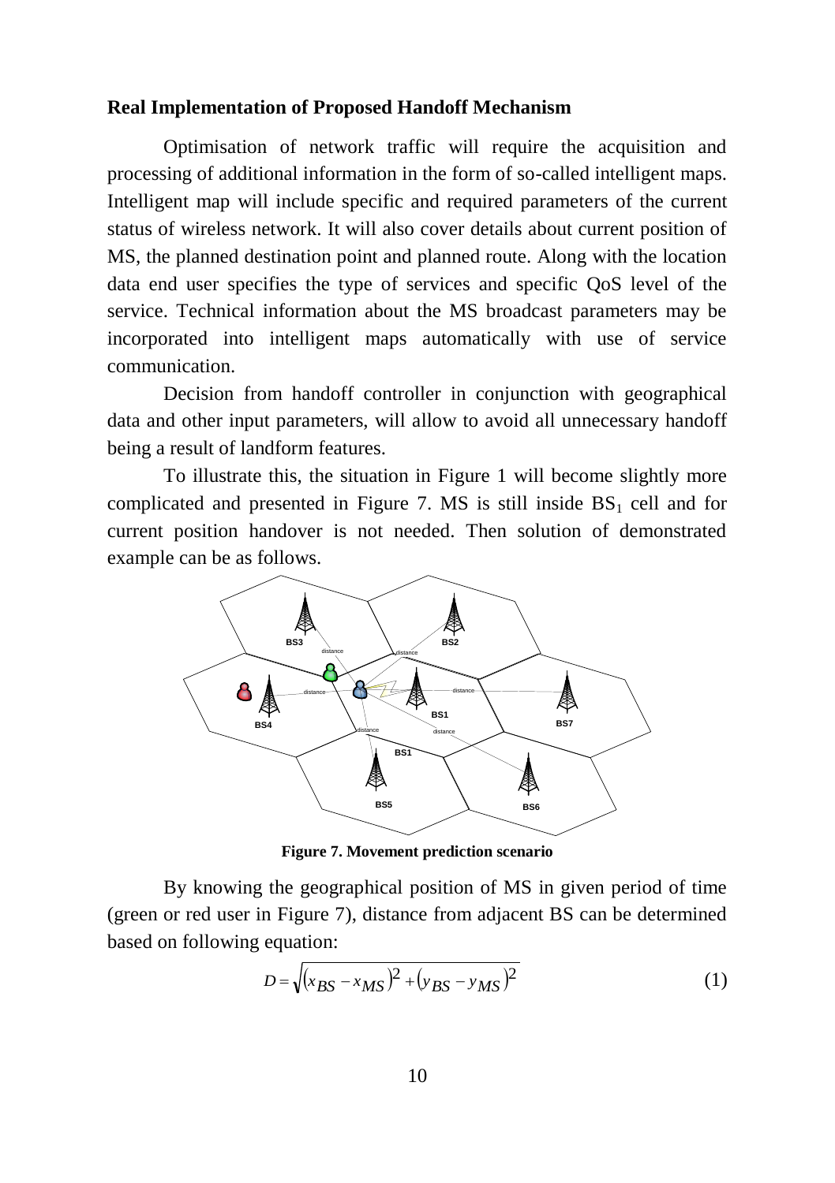### Real Implementation of Proposed Handoff Mechanism

Optimisation of network traffic will require the acquisition and processing of additional information in the form of so-called intelligent maps. Intelligent map will include specific and required parameters of the current status of wireless network. It will also cover details about current position of MS, the planned destination point and planned route. Along with the location data end user specifies the type of services and specific QoS level of the service. Technical information about the MS broadcast parameters may be incorporated into intelligent maps automatically with use of service communication.

Decision from handoff controller in conjunction with geographical data and other input parameters, will allow to avoid all unnecessary handoff being a result of landform features.

To illustrate this, the situation in Figure 1 will become slightly more complicated and presented in Figure 7. MS is still inside $BS_1$ cell and for current position handover is not needed. Then solution of demonstrated example can be as follows.

**Figure 7. Movement prediction scenario**

By knowing the geographical position of MS in given period of time (green or red user in Figure 7), distance from adjacent BS can be determined based on following equation:

$$D = \sqrt{(x_{BS} - x_{MS})^2 + (y_{BS} - y_{MS})^2} \tag{1}$$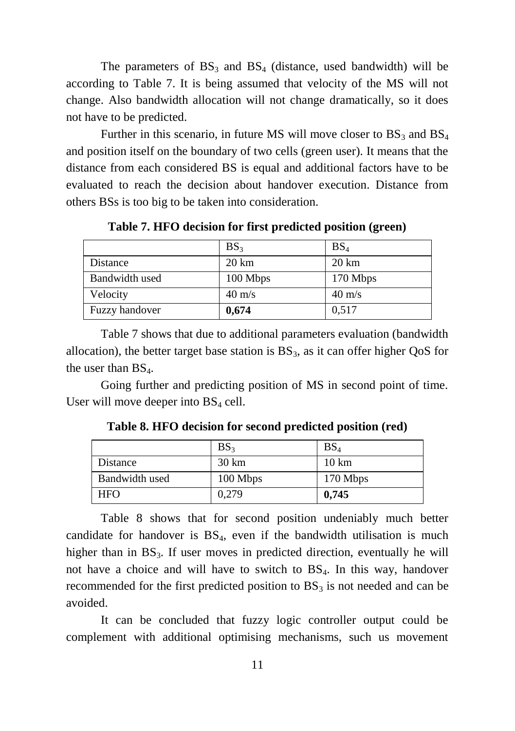The parameters of $BS_3$ and $BS_4$ (distance, used bandwidth) will be according to Table 7. It is being assumed that velocity of the MS will not change. Also bandwidth allocation will not change dramatically, so it does not have to be predicted.

Further in this scenario, in future MS will move closer to $BS_3$ and $BS_4$ and position itself on the boundary of two cells (green user). It means that the distance from each considered BS is equal and additional factors have to be evaluated to reach the decision about handover execution. Distance from others BSs is too big to be taken into consideration.

**Table 7. HFO decision for first predicted position (green)**

| | $BS_3$ | $BS_4$ |
|---|---|---|
| Distance | 20 km | 20 km |
| Bandwidth used | 100 Mbps | 170 Mbps |
| Velocity | 40 m/s | 40 m/s |
| Fuzzy handover | **0,674** | 0,517 |

Table 7 shows that due to additional parameters evaluation (bandwidth allocation), the better target base station is $BS_3$, as it can offer higher QoS for the user than $BS_4$.

Going further and predicting position of MS in second point of time. User will move deeper into $BS_4$ cell.

**Table 8. HFO decision for second predicted position (red)**

| | $BS_3$ | $BS_4$ |
|---|---|---|
| Distance | 30 km | 10 km |
| Bandwidth used | 100 Mbps | 170 Mbps |
| HFO | 0,279 | **0,745** |

Table 8 shows that for second position undeniably much better candidate for handover is $BS_4$, even if the bandwidth utilisation is much higher than in $BS_3$. If user moves in predicted direction, eventually he will not have a choice and will have to switch to $BS_4$. In this way, handover recommended for the first predicted position to $BS_3$ is not needed and can be avoided.

It can be concluded that fuzzy logic controller output could be complement with additional optimising mechanisms, such us movement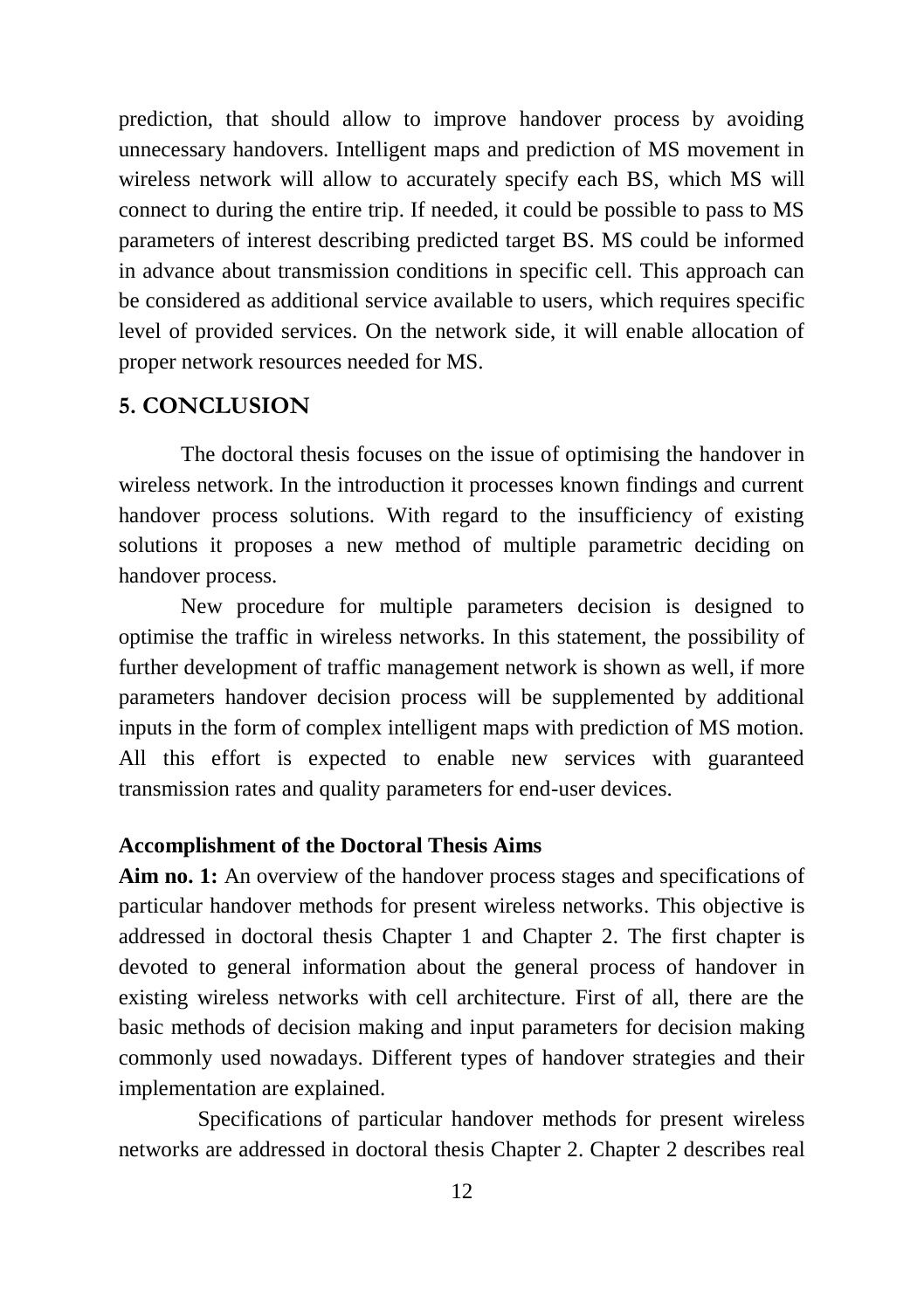prediction, that should allow to improve handover process by avoiding unnecessary handovers. Intelligent maps and prediction of MS movement in wireless network will allow to accurately specify each BS, which MS will connect to during the entire trip. If needed, it could be possible to pass to MS parameters of interest describing predicted target BS. MS could be informed in advance about transmission conditions in specific cell. This approach can be considered as additional service available to users, which requires specific level of provided services. On the network side, it will enable allocation of proper network resources needed for MS.

## 5. CONCLUSION

The doctoral thesis focuses on the issue of optimising the handover in wireless network. In the introduction it processes known findings and current handover process solutions. With regard to the insufficiency of existing solutions it proposes a new method of multiple parametric deciding on handover process.

New procedure for multiple parameters decision is designed to optimise the traffic in wireless networks. In this statement, the possibility of further development of traffic management network is shown as well, if more parameters handover decision process will be supplemented by additional inputs in the form of complex intelligent maps with prediction of MS motion. All this effort is expected to enable new services with guaranteed transmission rates and quality parameters for end-user devices.

### Accomplishment of the Doctoral Thesis Aims

**Aim no. 1:** An overview of the handover process stages and specifications of particular handover methods for present wireless networks. This objective is addressed in doctoral thesis Chapter 1 and Chapter 2. The first chapter is devoted to general information about the general process of handover in existing wireless networks with cell architecture. First of all, there are the basic methods of decision making and input parameters for decision making commonly used nowadays. Different types of handover strategies and their implementation are explained.

Specifications of particular handover methods for present wireless networks are addressed in doctoral thesis Chapter 2. Chapter 2 describes real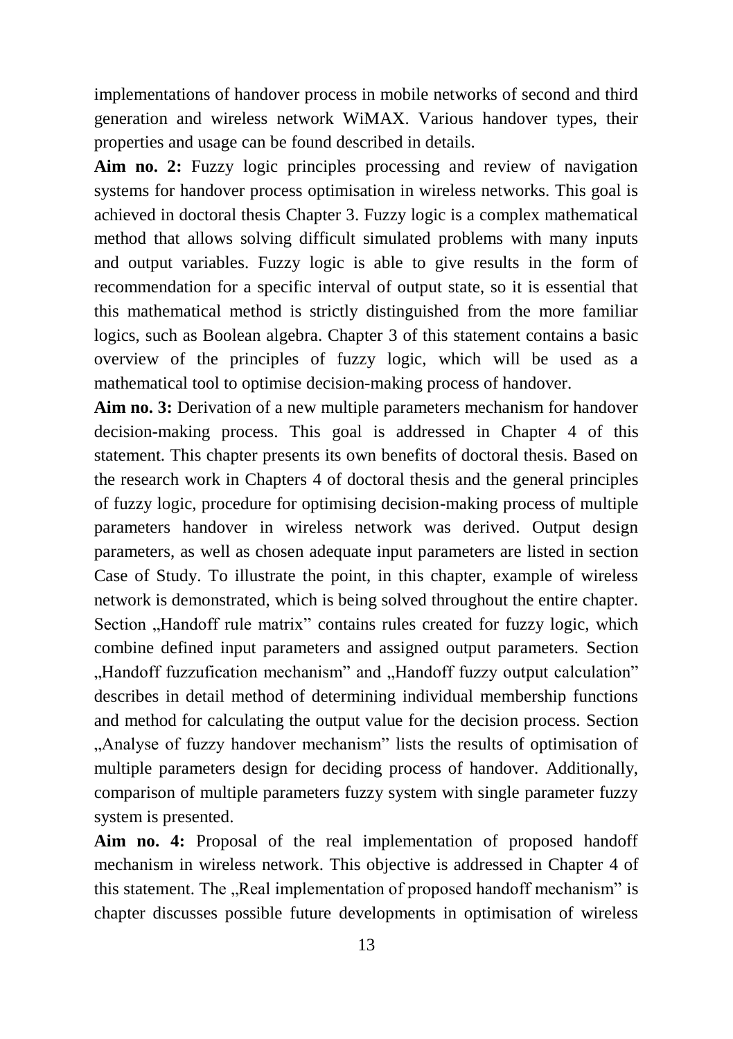implementations of handover process in mobile networks of second and third generation and wireless network WiMAX. Various handover types, their properties and usage can be found described in details.

**Aim no. 2:** Fuzzy logic principles processing and review of navigation systems for handover process optimisation in wireless networks. This goal is achieved in doctoral thesis Chapter 3. Fuzzy logic is a complex mathematical method that allows solving difficult simulated problems with many inputs and output variables. Fuzzy logic is able to give results in the form of recommendation for a specific interval of output state, so it is essential that this mathematical method is strictly distinguished from the more familiar logics, such as Boolean algebra. Chapter 3 of this statement contains a basic overview of the principles of fuzzy logic, which will be used as a mathematical tool to optimise decision-making process of handover.

**Aim no. 3:** Derivation of a new multiple parameters mechanism for handover decision-making process. This goal is addressed in Chapter 4 of this statement. This chapter presents its own benefits of doctoral thesis. Based on the research work in Chapters 4 of doctoral thesis and the general principles of fuzzy logic, procedure for optimising decision-making process of multiple parameters handover in wireless network was derived. Output design parameters, as well as chosen adequate input parameters are listed in section Case of Study. To illustrate the point, in this chapter, example of wireless network is demonstrated, which is being solved throughout the entire chapter. Section „Handoff rule matrix" contains rules created for fuzzy logic, which combine defined input parameters and assigned output parameters. Section „Handoff fuzzufication mechanism" and „Handoff fuzzy output calculation" describes in detail method of determining individual membership functions and method for calculating the output value for the decision process. Section „Analyse of fuzzy handover mechanism" lists the results of optimisation of multiple parameters design for deciding process of handover. Additionally, comparison of multiple parameters fuzzy system with single parameter fuzzy system is presented.

**Aim no. 4:** Proposal of the real implementation of proposed handoff mechanism in wireless network. This objective is addressed in Chapter 4 of this statement. The „Real implementation of proposed handoff mechanism" is chapter discusses possible future developments in optimisation of wireless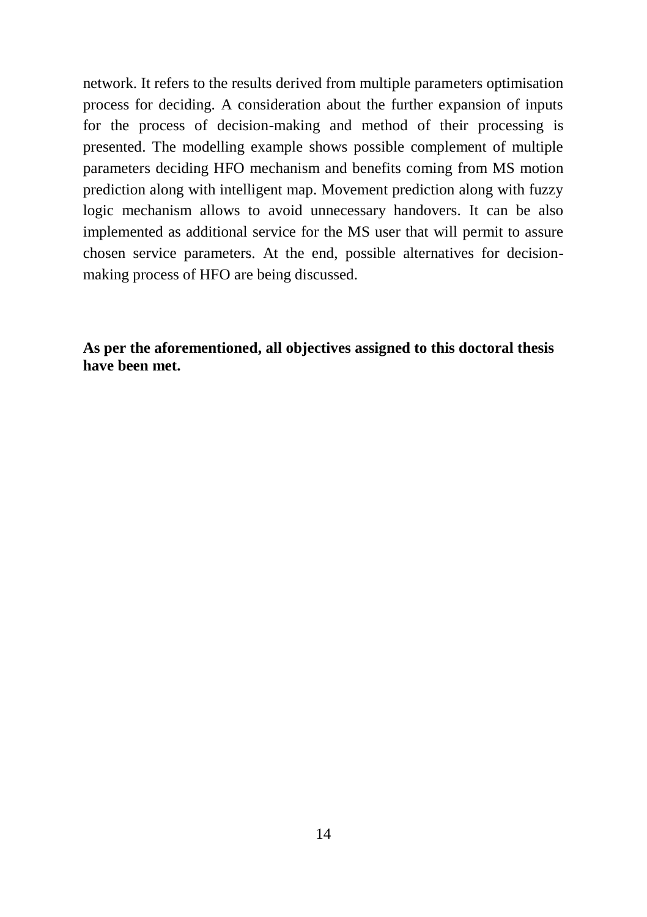network. It refers to the results derived from multiple parameters optimisation process for deciding. A consideration about the further expansion of inputs for the process of decision-making and method of their processing is presented. The modelling example shows possible complement of multiple parameters deciding HFO mechanism and benefits coming from MS motion prediction along with intelligent map. Movement prediction along with fuzzy logic mechanism allows to avoid unnecessary handovers. It can be also implemented as additional service for the MS user that will permit to assure chosen service parameters. At the end, possible alternatives for decision-making process of HFO are being discussed.

**As per the aforementioned, all objectives assigned to this doctoral thesis have been met.**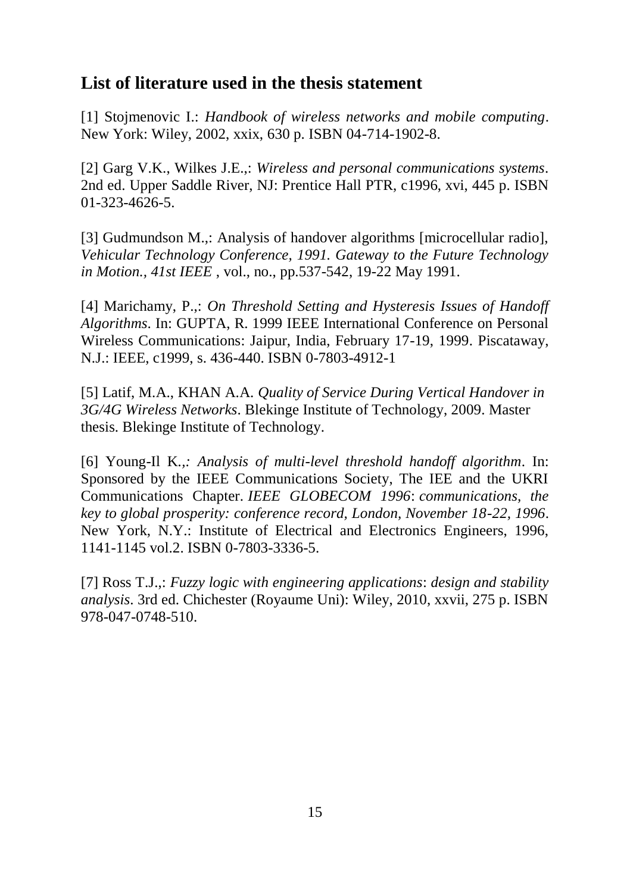## List of literature used in the thesis statement

[1] Stojmenovic I.: *Handbook of wireless networks and mobile computing*. New York: Wiley, 2002, xxix, 630 p. ISBN 04-714-1902-8.

[2] Garg V.K., Wilkes J.E.,: *Wireless and personal communications systems*. 2nd ed. Upper Saddle River, NJ: Prentice Hall PTR, c1996, xvi, 445 p. ISBN 01-323-4626-5.

[3] Gudmundson M.,: Analysis of handover algorithms [microcellular radio], *Vehicular Technology Conference, 1991. Gateway to the Future Technology in Motion., 41st IEEE* , vol., no., pp.537-542, 19-22 May 1991.

[4] Marichamy, P.,: *On Threshold Setting and Hysteresis Issues of Handoff Algorithms*. In: GUPTA, R. 1999 IEEE International Conference on Personal Wireless Communications: Jaipur, India, February 17-19, 1999. Piscataway, N.J.: IEEE, c1999, s. 436-440. ISBN 0-7803-4912-1

[5] Latif, M.A., KHAN A.A. *Quality of Service During Vertical Handover in 3G/4G Wireless Networks*. Blekinge Institute of Technology, 2009. Master thesis. Blekinge Institute of Technology.

[6] Young-Il K.,: *Analysis of multi-level threshold handoff algorithm*. In: Sponsored by the IEEE Communications Society, The IEE and the UKRI Communications Chapter. *IEEE GLOBECOM 1996*: *communications, the key to global prosperity: conference record, London, November 18-22, 1996*. New York, N.Y.: Institute of Electrical and Electronics Engineers, 1996, 1141-1145 vol.2. ISBN 0-7803-3336-5.

[7] Ross T.J.,: *Fuzzy logic with engineering applications*: *design and stability analysis*. 3rd ed. Chichester (Royaume Uni): Wiley, 2010, xxvii, 275 p. ISBN 978-047-0748-510.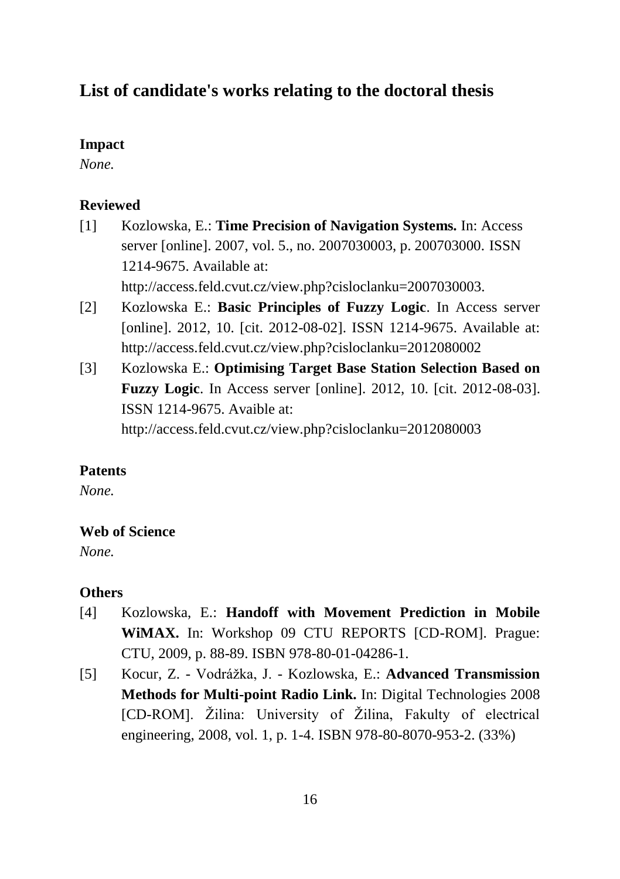## List of candidate's works relating to the doctoral thesis

### Impact

*None.*

### Reviewed

[1] Kozlowska, E.: **Time Precision of Navigation Systems.** In: Access server [online]. 2007, vol. 5., no. 2007030003, p. 200703000. ISSN 1214-9675. Available at: http://access.feld.cvut.cz/view.php?cisloclanku=2007030003.

[2] Kozlowska E.: **Basic Principles of Fuzzy Logic**. In Access server [online]. 2012, 10. [cit. 2012-08-02]. ISSN 1214-9675. Available at: http://access.feld.cvut.cz/view.php?cisloclanku=2012080002

[3] Kozlowska E.: **Optimising Target Base Station Selection Based on Fuzzy Logic**. In Access server [online]. 2012, 10. [cit. 2012-08-03]. ISSN 1214-9675. Avaible at: http://access.feld.cvut.cz/view.php?cisloclanku=2012080003

### Patents

*None.*

### Web of Science

*None.*

### Others

[4] Kozlowska, E.: **Handoff with Movement Prediction in Mobile WiMAX.** In: Workshop 09 CTU REPORTS [CD-ROM]. Prague: CTU, 2009, p. 88-89. ISBN 978-80-01-04286-1.

[5] Kocur, Z. - Vodrážka, J. - Kozlowska, E.: **Advanced Transmission Methods for Multi-point Radio Link.** In: Digital Technologies 2008 [CD-ROM]. Žilina: University of Žilina, Fakulty of electrical engineering, 2008, vol. 1, p. 1-4. ISBN 978-80-8070-953-2. (33%)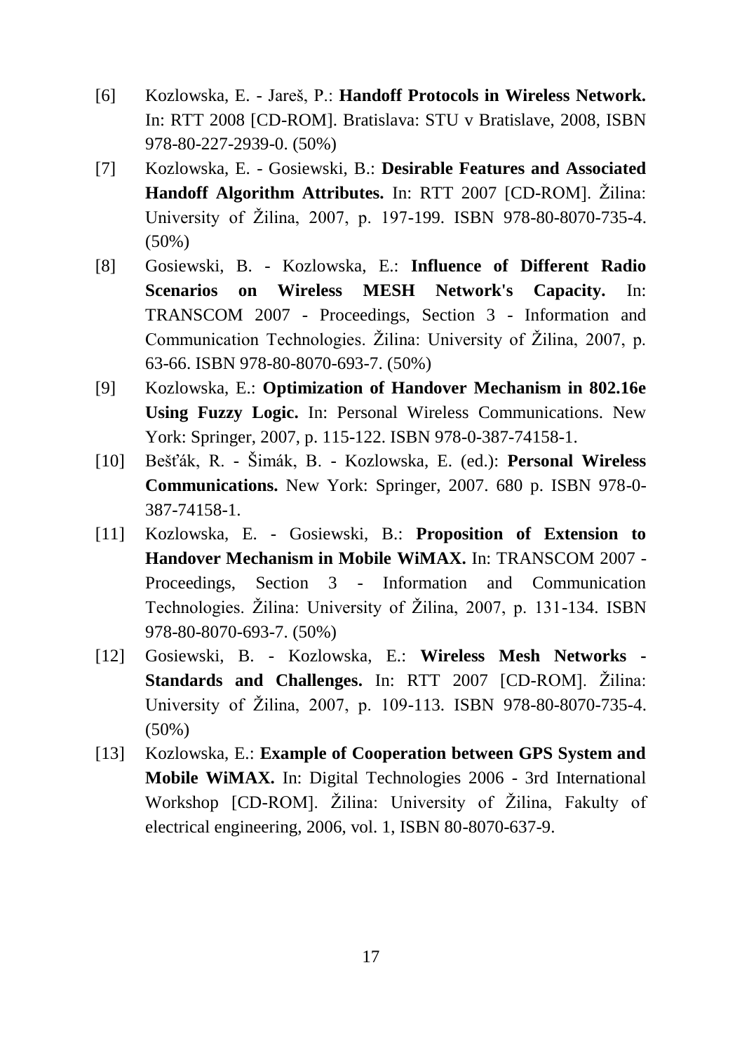[6] Kozlowska, E. - Jareš, P.: **Handoff Protocols in Wireless Network.** In: RTT 2008 [CD-ROM]. Bratislava: STU v Bratislave, 2008, ISBN 978-80-227-2939-0. (50%)

[7] Kozlowska, E. - Gosiewski, B.: **Desirable Features and Associated Handoff Algorithm Attributes.** In: RTT 2007 [CD-ROM]. Žilina: University of Žilina, 2007, p. 197-199. ISBN 978-80-8070-735-4. (50%)

[8] Gosiewski, B. - Kozlowska, E.: **Influence of Different Radio Scenarios on Wireless MESH Network's Capacity.** In: TRANSCOM 2007 - Proceedings, Section 3 - Information and Communication Technologies. Žilina: University of Žilina, 2007, p. 63-66. ISBN 978-80-8070-693-7. (50%)

[9] Kozlowska, E.: **Optimization of Handover Mechanism in 802.16e Using Fuzzy Logic.** In: Personal Wireless Communications. New York: Springer, 2007, p. 115-122. ISBN 978-0-387-74158-1.

[10] Bešťák, R. - Šimák, B. - Kozlowska, E. (ed.): **Personal Wireless Communications.** New York: Springer, 2007. 680 p. ISBN 978-0-387-74158-1.

[11] Kozlowska, E. - Gosiewski, B.: **Proposition of Extension to Handover Mechanism in Mobile WiMAX.** In: TRANSCOM 2007 - Proceedings, Section 3 - Information and Communication Technologies. Žilina: University of Žilina, 2007, p. 131-134. ISBN 978-80-8070-693-7. (50%)

[12] Gosiewski, B. - Kozlowska, E.: **Wireless Mesh Networks - Standards and Challenges.** In: RTT 2007 [CD-ROM]. Žilina: University of Žilina, 2007, p. 109-113. ISBN 978-80-8070-735-4. (50%)

[13] Kozlowska, E.: **Example of Cooperation between GPS System and Mobile WiMAX.** In: Digital Technologies 2006 - 3rd International Workshop [CD-ROM]. Žilina: University of Žilina, Fakulty of electrical engineering, 2006, vol. 1, ISBN 80-8070-637-9.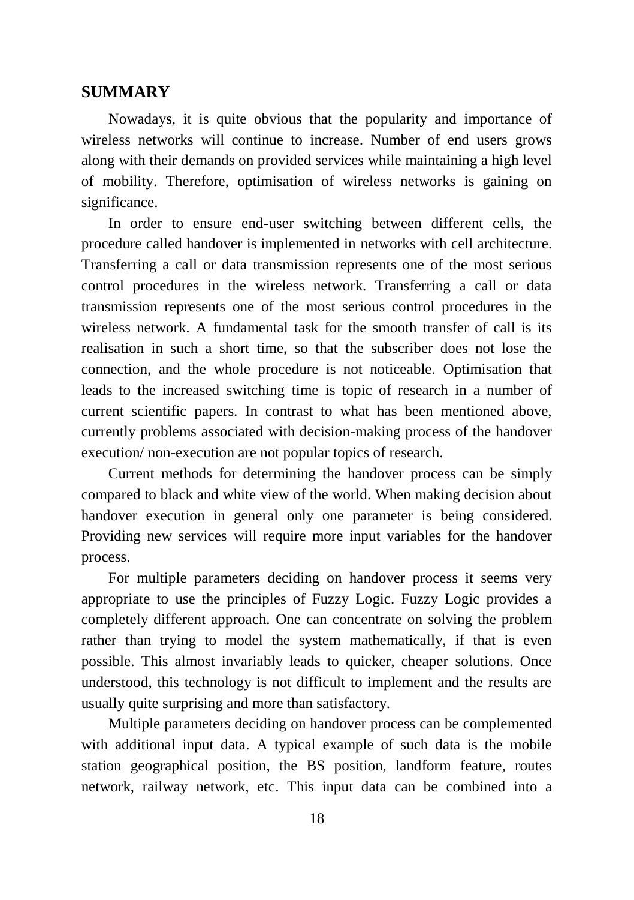## SUMMARY

Nowadays, it is quite obvious that the popularity and importance of wireless networks will continue to increase. Number of end users grows along with their demands on provided services while maintaining a high level of mobility. Therefore, optimisation of wireless networks is gaining on significance.

In order to ensure end-user switching between different cells, the procedure called handover is implemented in networks with cell architecture. Transferring a call or data transmission represents one of the most serious control procedures in the wireless network. Transferring a call or data transmission represents one of the most serious control procedures in the wireless network. A fundamental task for the smooth transfer of call is its realisation in such a short time, so that the subscriber does not lose the connection, and the whole procedure is not noticeable. Optimisation that leads to the increased switching time is topic of research in a number of current scientific papers. In contrast to what has been mentioned above, currently problems associated with decision-making process of the handover execution/ non-execution are not popular topics of research.

Current methods for determining the handover process can be simply compared to black and white view of the world. When making decision about handover execution in general only one parameter is being considered. Providing new services will require more input variables for the handover process.

For multiple parameters deciding on handover process it seems very appropriate to use the principles of Fuzzy Logic. Fuzzy Logic provides a completely different approach. One can concentrate on solving the problem rather than trying to model the system mathematically, if that is even possible. This almost invariably leads to quicker, cheaper solutions. Once understood, this technology is not difficult to implement and the results are usually quite surprising and more than satisfactory.

Multiple parameters deciding on handover process can be complemented with additional input data. A typical example of such data is the mobile station geographical position, the BS position, landform feature, routes network, railway network, etc. This input data can be combined into a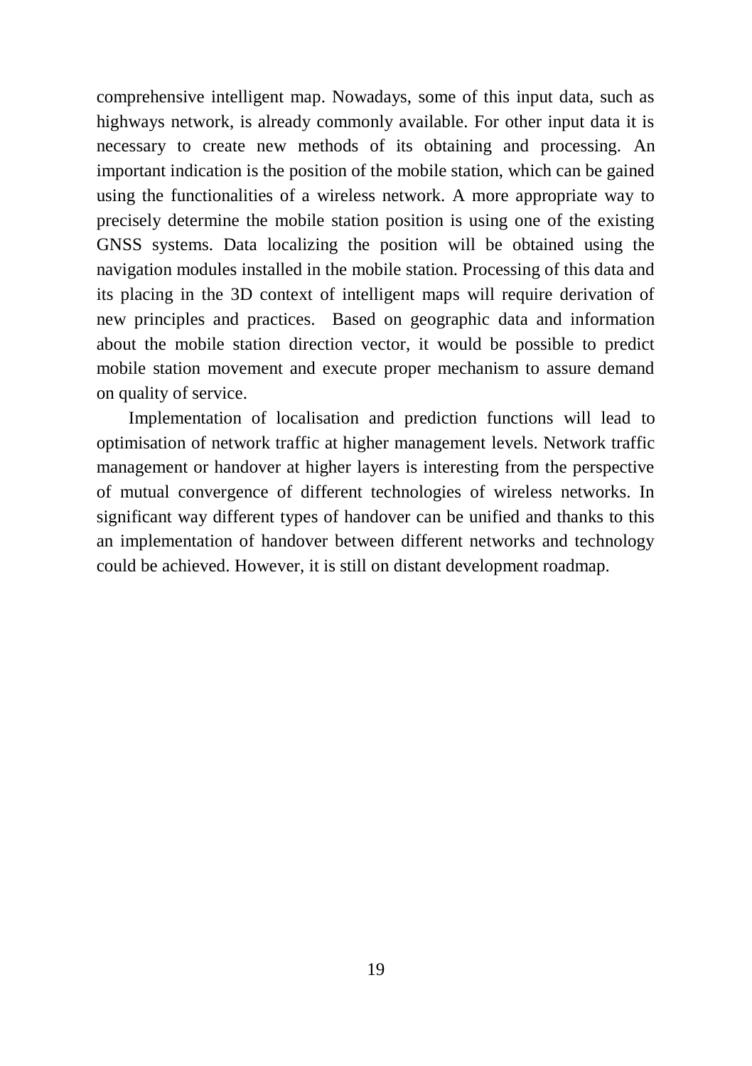comprehensive intelligent map. Nowadays, some of this input data, such as highways network, is already commonly available. For other input data it is necessary to create new methods of its obtaining and processing. An important indication is the position of the mobile station, which can be gained using the functionalities of a wireless network. A more appropriate way to precisely determine the mobile station position is using one of the existing GNSS systems. Data localizing the position will be obtained using the navigation modules installed in the mobile station. Processing of this data and its placing in the 3D context of intelligent maps will require derivation of new principles and practices.  Based on geographic data and information about the mobile station direction vector, it would be possible to predict mobile station movement and execute proper mechanism to assure demand on quality of service.

Implementation of localisation and prediction functions will lead to optimisation of network traffic at higher management levels. Network traffic management or handover at higher layers is interesting from the perspective of mutual convergence of different technologies of wireless networks. In significant way different types of handover can be unified and thanks to this an implementation of handover between different networks and technology could be achieved. However, it is still on distant development roadmap.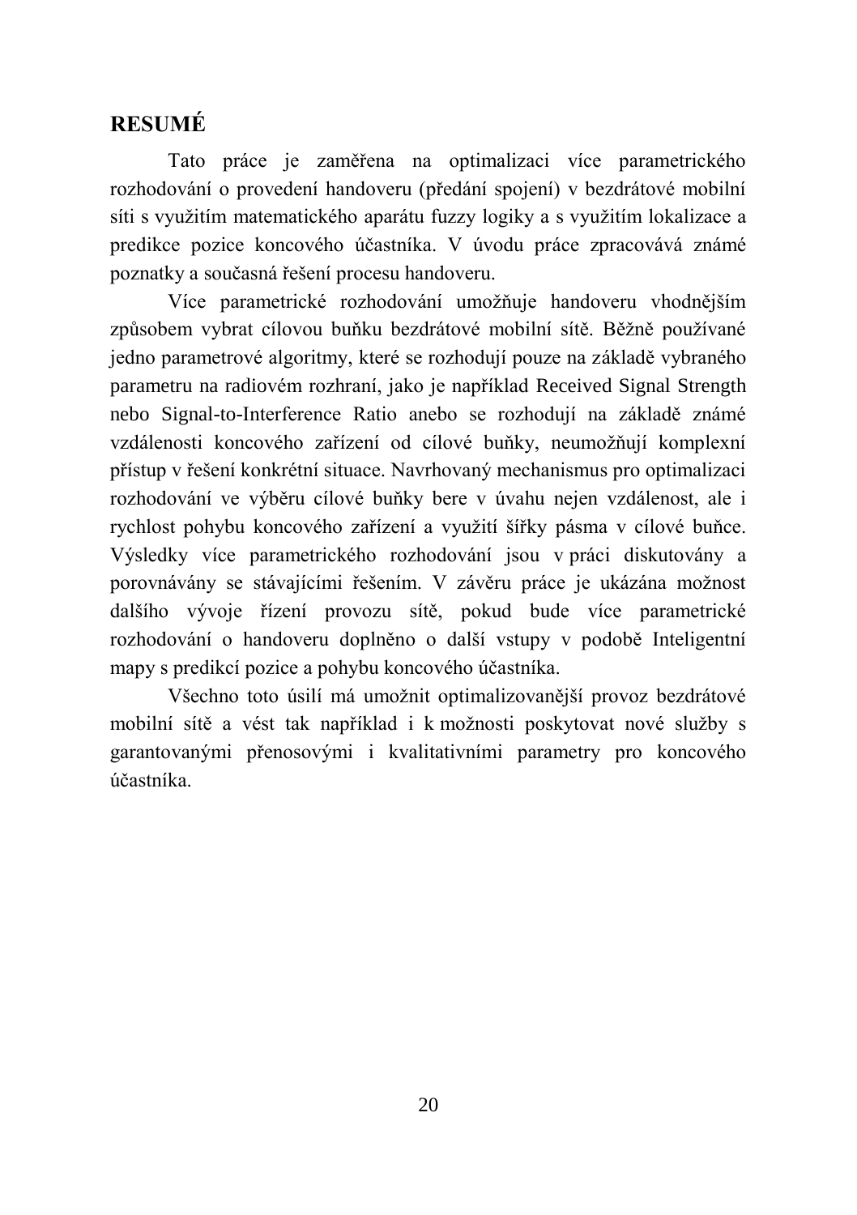## RESUMÉ

Tato práce je zaměřena na optimalizaci více parametrického rozhodování o provedení handoveru (předání spojení) v bezdrátové mobilní síti s využitím matematického aparátu fuzzy logiky a s využitím lokalizace a predikce pozice koncového účastníka. V úvodu práce zpracovává známé poznatky a současná řešení procesu handoveru.

Více parametrické rozhodování umožňuje handoveru vhodnějším způsobem vybrat cílovou buňku bezdrátové mobilní sítě. Běžně používané jedno parametrové algoritmy, které se rozhodují pouze na základě vybraného parametru na radiovém rozhraní, jako je například Received Signal Strength nebo Signal-to-Interference Ratio anebo se rozhodují na základě známé vzdálenosti koncového zařízení od cílové buňky, neumožňují komplexní přístup v řešení konkrétní situace. Navrhovaný mechanismus pro optimalizaci rozhodování ve výběru cílové buňky bere v úvahu nejen vzdálenost, ale i rychlost pohybu koncového zařízení a využití šířky pásma v cílové buňce. Výsledky více parametrického rozhodování jsou v práci diskutovány a porovnávány se stávajícími řešením. V závěru práce je ukázána možnost dalšího vývoje řízení provozu sítě, pokud bude více parametrické rozhodování o handoveru doplněno o další vstupy v podobě Inteligentní mapy s predikcí pozice a pohybu koncového účastníka.

Všechno toto úsilí má umožnit optimalizovanější provoz bezdrátové mobilní sítě a vést tak například i k možnosti poskytovat nové služby s garantovanými přenosovými i kvalitativními parametry pro koncového účastníka.